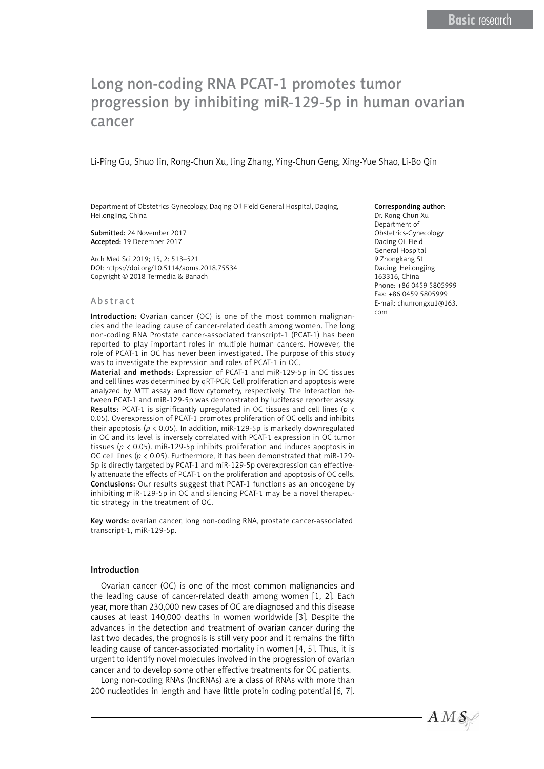Basic research

# Long non-coding RNA PCAT-1 promotes tumor progression by inhibiting miR-129-5p in human ovarian cancer

Li-Ping Gu, Shuo Jin, Rong-Chun Xu, Jing Zhang, Ying-Chun Geng, Xing-Yue Shao, Li-Bo Qin

Department of Obstetrics-Gynecology, Daqing Oil Field General Hospital, Daqing, Heilongjing, China

**Submitted:** 24 November 2017
**Accepted:** 19 December 2017

Arch Med Sci 2019; 15, 2: 513–521
DOI: https://doi.org/10.5114/aoms.2018.75534
Copyright © 2018 Termedia & Banach

**Corresponding author:**
Dr. Rong-Chun Xu
Department of Obstetrics-Gynecology
Daqing Oil Field General Hospital
9 Zhongkang St
Daqing, Heilongjing
163316, China
Phone: +86 0459 5805999
Fax: +86 0459 5805999
E-mail: chunrongxu1@163.com

## Abstract

**Introduction:** Ovarian cancer (OC) is one of the most common malignancies and the leading cause of cancer-related death among women. The long non-coding RNA Prostate cancer-associated transcript-1 (PCAT-1) has been reported to play important roles in multiple human cancers. However, the role of PCAT-1 in OC has never been investigated. The purpose of this study was to investigate the expression and roles of PCAT-1 in OC.

**Material and methods:** Expression of PCAT-1 and miR-129-5p in OC tissues and cell lines was determined by qRT-PCR. Cell proliferation and apoptosis were analyzed by MTT assay and flow cytometry, respectively. The interaction between PCAT-1 and miR-129-5p was demonstrated by luciferase reporter assay.

**Results:** PCAT-1 is significantly upregulated in OC tissues and cell lines ($p < 0.05$). Overexpression of PCAT-1 promotes proliferation of OC cells and inhibits their apoptosis ($p < 0.05$). In addition, miR-129-5p is markedly downregulated in OC and its level is inversely correlated with PCAT-1 expression in OC tumor tissues ($p < 0.05$). miR-129-5p inhibits proliferation and induces apoptosis in OC cell lines ($p < 0.05$). Furthermore, it has been demonstrated that miR-129-5p is directly targeted by PCAT-1 and miR-129-5p overexpression can effectively attenuate the effects of PCAT-1 on the proliferation and apoptosis of OC cells.

**Conclusions:** Our results suggest that PCAT-1 functions as an oncogene by inhibiting miR-129-5p in OC and silencing PCAT-1 may be a novel therapeutic strategy in the treatment of OC.

**Key words:** ovarian cancer, long non-coding RNA, prostate cancer-associated transcript-1, miR-129-5p.

## Introduction

Ovarian cancer (OC) is one of the most common malignancies and the leading cause of cancer-related death among women [1, 2]. Each year, more than 230,000 new cases of OC are diagnosed and this disease causes at least 140,000 deaths in women worldwide [3]. Despite the advances in the detection and treatment of ovarian cancer during the last two decades, the prognosis is still very poor and it remains the fifth leading cause of cancer-associated mortality in women [4, 5]. Thus, it is urgent to identify novel molecules involved in the progression of ovarian cancer and to develop some other effective treatments for OC patients.

Long non-coding RNAs (lncRNAs) are a class of RNAs with more than 200 nucleotides in length and have little protein coding potential [6, 7].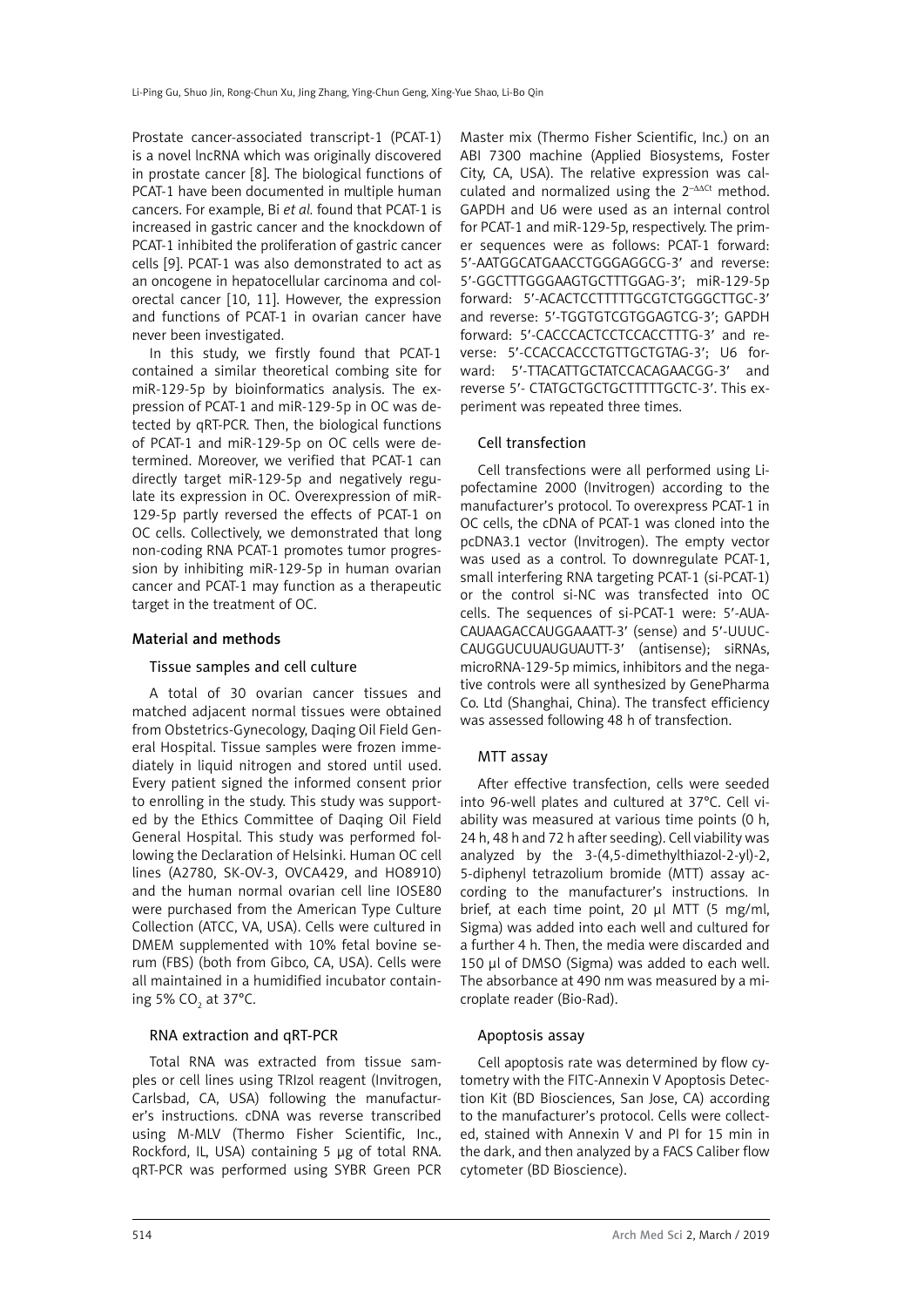Prostate cancer-associated transcript-1 (PCAT-1) is a novel lncRNA which was originally discovered in prostate cancer [8]. The biological functions of PCAT-1 have been documented in multiple human cancers. For example, Bi *et al.* found that PCAT-1 is increased in gastric cancer and the knockdown of PCAT-1 inhibited the proliferation of gastric cancer cells [9]. PCAT-1 was also demonstrated to act as an oncogene in hepatocellular carcinoma and colorectal cancer [10, 11]. However, the expression and functions of PCAT-1 in ovarian cancer have never been investigated.

In this study, we firstly found that PCAT-1 contained a similar theoretical combing site for miR-129-5p by bioinformatics analysis. The expression of PCAT-1 and miR-129-5p in OC was detected by qRT-PCR. Then, the biological functions of PCAT-1 and miR-129-5p on OC cells were determined. Moreover, we verified that PCAT-1 can directly target miR-129-5p and negatively regulate its expression in OC. Overexpression of miR-129-5p partly reversed the effects of PCAT-1 on OC cells. Collectively, we demonstrated that long non-coding RNA PCAT-1 promotes tumor progression by inhibiting miR-129-5p in human ovarian cancer and PCAT-1 may function as a therapeutic target in the treatment of OC.

## Material and methods

### Tissue samples and cell culture

A total of 30 ovarian cancer tissues and matched adjacent normal tissues were obtained from Obstetrics-Gynecology, Daqing Oil Field General Hospital. Tissue samples were frozen immediately in liquid nitrogen and stored until used. Every patient signed the informed consent prior to enrolling in the study. This study was supported by the Ethics Committee of Daqing Oil Field General Hospital. This study was performed following the Declaration of Helsinki. Human OC cell lines (A2780, SK-OV-3, OVCA429, and HO8910) and the human normal ovarian cell line IOSE80 were purchased from the American Type Culture Collection (ATCC, VA, USA). Cells were cultured in DMEM supplemented with 10% fetal bovine serum (FBS) (both from Gibco, CA, USA). Cells were all maintained in a humidified incubator containing 5% $CO_2$ at 37°C.

### RNA extraction and qRT-PCR

Total RNA was extracted from tissue samples or cell lines using TRIzol reagent (Invitrogen, Carlsbad, CA, USA) following the manufacturer's instructions. cDNA was reverse transcribed using M-MLV (Thermo Fisher Scientific, Inc., Rockford, IL, USA) containing 5 μg of total RNA. qRT-PCR was performed using SYBR Green PCR Master mix (Thermo Fisher Scientific, Inc.) on an ABI 7300 machine (Applied Biosystems, Foster City, CA, USA). The relative expression was calculated and normalized using the $2^{-\Delta\Delta Ct}$ method. GAPDH and U6 were used as an internal control for PCAT-1 and miR-129-5p, respectively. The primer sequences were as follows: PCAT-1 forward: 5'-AATGGCATGAACCTGGGAGGCG-3' and reverse: 5'-GGCTTTGGGAAGTGCTTTGGAG-3'; miR-129-5p forward: 5'-ACACTCCTTTTTGCGTCTGGGCTTGC-3' and reverse: 5'-TGGTGTCGTGGAGTCG-3'; GAPDH forward: 5'-CACCCACTCCTCCACCTTTG-3' and reverse: 5'-CCACCACCCTGTTGCTGTAG-3'; U6 forward: 5'-TTACATTGCTATCCACAGAACGG-3' and reverse 5'- CTATGCTGCTGCTTTTTGCTC-3'. This experiment was repeated three times.

### Cell transfection

Cell transfections were all performed using Lipofectamine 2000 (Invitrogen) according to the manufacturer's protocol. To overexpress PCAT-1 in OC cells, the cDNA of PCAT-1 was cloned into the pcDNA3.1 vector (Invitrogen). The empty vector was used as a control. To downregulate PCAT-1, small interfering RNA targeting PCAT-1 (si-PCAT-1) or the control si-NC was transfected into OC cells. The sequences of si-PCAT-1 were: 5'-AUACAUAAGACCAUGGAAATT-3' (sense) and 5'-UUUCCAUGGUCUUAUGUAUTT-3' (antisense); siRNAs, microRNA-129-5p mimics, inhibitors and the negative controls were all synthesized by GenePharma Co. Ltd (Shanghai, China). The transfect efficiency was assessed following 48 h of transfection.

### MTT assay

After effective transfection, cells were seeded into 96-well plates and cultured at 37°C. Cell viability was measured at various time points (0 h, 24 h, 48 h and 72 h after seeding). Cell viability was analyzed by the 3-(4,5-dimethylthiazol-2-yl)-2, 5-diphenyl tetrazolium bromide (MTT) assay according to the manufacturer's instructions. In brief, at each time point, 20 μl MTT (5 mg/ml, Sigma) was added into each well and cultured for a further 4 h. Then, the media were discarded and 150 μl of DMSO (Sigma) was added to each well. The absorbance at 490 nm was measured by a microplate reader (Bio-Rad).

### Apoptosis assay

Cell apoptosis rate was determined by flow cytometry with the FITC-Annexin V Apoptosis Detection Kit (BD Biosciences, San Jose, CA) according to the manufacturer's protocol. Cells were collected, stained with Annexin V and PI for 15 min in the dark, and then analyzed by a FACS Caliber flow cytometer (BD Bioscience).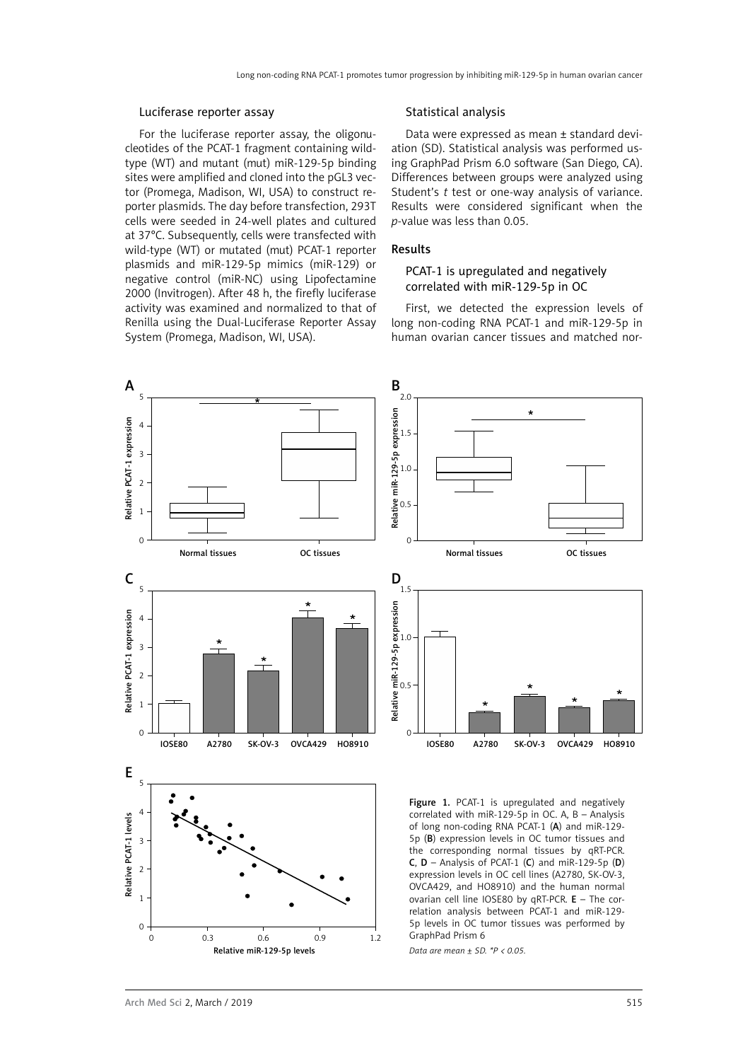### Luciferase reporter assay

For the luciferase reporter assay, the oligonucleotides of the PCAT-1 fragment containing wild-type (WT) and mutant (mut) miR-129-5p binding sites were amplified and cloned into the pGL3 vector (Promega, Madison, WI, USA) to construct reporter plasmids. The day before transfection, 293T cells were seeded in 24-well plates and cultured at 37°C. Subsequently, cells were transfected with wild-type (WT) or mutated (mut) PCAT-1 reporter plasmids and miR-129-5p mimics (miR-129) or negative control (miR-NC) using Lipofectamine 2000 (Invitrogen). After 48 h, the firefly luciferase activity was examined and normalized to that of Renilla using the Dual-Luciferase Reporter Assay System (Promega, Madison, WI, USA).

### Statistical analysis

Data were expressed as mean ± standard deviation (SD). Statistical analysis was performed using GraphPad Prism 6.0 software (San Diego, CA). Differences between groups were analyzed using Student's *t* test or one-way analysis of variance. Results were considered significant when the *p*-value was less than 0.05.

## Results

### PCAT-1 is upregulated and negatively correlated with miR-129-5p in OC

First, we detected the expression levels of long non-coding RNA PCAT-1 and miR-129-5p in human ovarian cancer tissues and matched nor-

A
Relative PCAT-1 expression
0 1 2 3 4 5
Normal tissues
OC tissues
*

B
Relative miR-129-5p expression
0 0.5 1.0 1.5 2.0
Normal tissues
OC tissues
*

C
Relative PCAT-1 expression
0 1 2 3 4 5
IOSE80 A2780 SK-OV-3 OVCA429 HO8910
* * * *

D
Relative miR-129-5p expression
0 0.5 1.0 1.5
IOSE80 A2780 SK-OV-3 OVCA429 HO8910
* * * *

E
Relative PCAT-1 levels
0 1 2 3 4 5
Relative miR-129-5p levels
0 0.3 0.6 0.9 1.2

**Figure 1.** PCAT-1 is upregulated and negatively correlated with miR-129-5p in OC. A, B – Analysis of long non-coding RNA PCAT-1 (**A**) and miR-129-5p (**B**) expression levels in OC tumor tissues and the corresponding normal tissues by qRT-PCR. **C**, **D** – Analysis of PCAT-1 (**C**) and miR-129-5p (**D**) expression levels in OC cell lines (A2780, SK-OV-3, OVCA429, and HO8910) and the human normal ovarian cell line IOSE80 by qRT-PCR. **E** – The correlation analysis between PCAT-1 and miR-129-5p levels in OC tumor tissues was performed by GraphPad Prism 6

*Data are mean ± SD. \*P < 0.05.*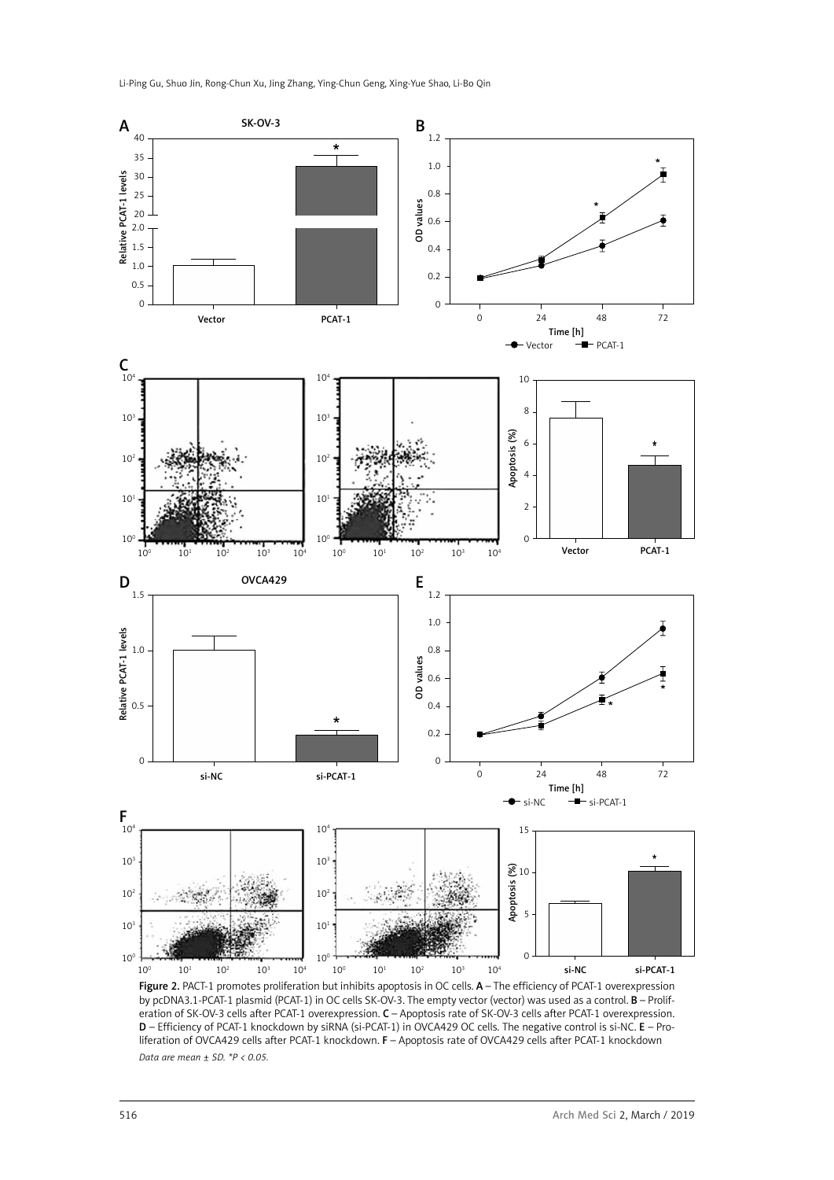Figure 2. PACT-1 promotes proliferation but inhibits apoptosis in OC cells. **A** – The efficiency of PCAT-1 overexpression by pcDNA3.1-PCAT-1 plasmid (PCAT-1) in OC cells SK-OV-3. The empty vector (vector) was used as a control. **B** – Proliferation of SK-OV-3 cells after PCAT-1 overexpression. **C** – Apoptosis rate of SK-OV-3 cells after PCAT-1 overexpression. **D** – Efficiency of PCAT-1 knockdown by siRNA (si-PCAT-1) in OVCA429 OC cells. The negative control is si-NC. **E** – Proliferation of OVCA429 cells after PCAT-1 knockdown. **F** – Apoptosis rate of OVCA429 cells after PCAT-1 knockdown

*Data are mean ± SD. \*P < 0.05.*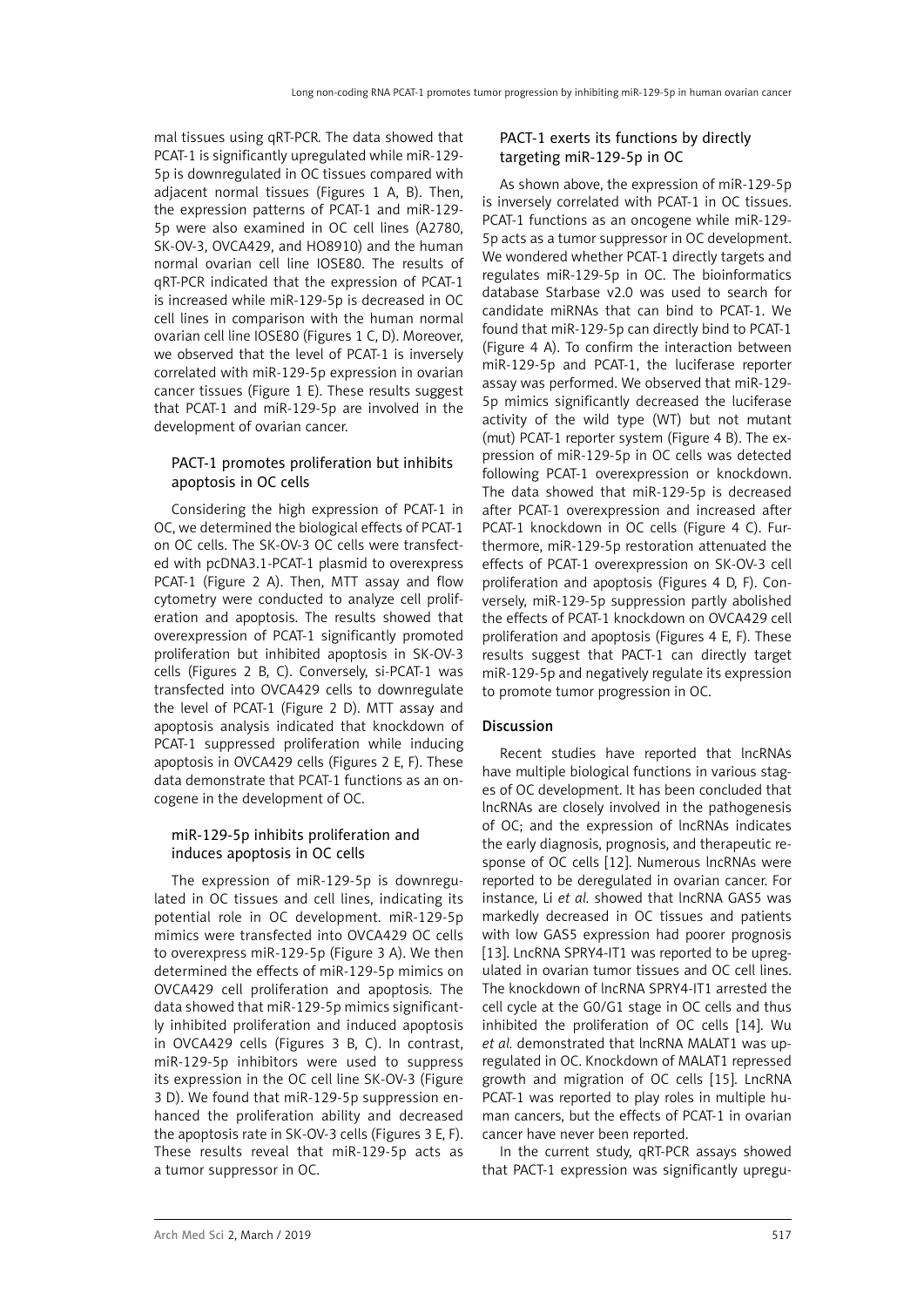mal tissues using qRT-PCR. The data showed that PCAT-1 is significantly upregulated while miR-129-5p is downregulated in OC tissues compared with adjacent normal tissues (Figures 1 A, B). Then, the expression patterns of PCAT-1 and miR-129-5p were also examined in OC cell lines (A2780, SK-OV-3, OVCA429, and HO8910) and the human normal ovarian cell line IOSE80. The results of qRT-PCR indicated that the expression of PCAT-1 is increased while miR-129-5p is decreased in OC cell lines in comparison with the human normal ovarian cell line IOSE80 (Figures 1 C, D). Moreover, we observed that the level of PCAT-1 is inversely correlated with miR-129-5p expression in ovarian cancer tissues (Figure 1 E). These results suggest that PCAT-1 and miR-129-5p are involved in the development of ovarian cancer.

### PACT-1 promotes proliferation but inhibits apoptosis in OC cells

Considering the high expression of PCAT-1 in OC, we determined the biological effects of PCAT-1 on OC cells. The SK-OV-3 OC cells were transfected with pcDNA3.1-PCAT-1 plasmid to overexpress PCAT-1 (Figure 2 A). Then, MTT assay and flow cytometry were conducted to analyze cell proliferation and apoptosis. The results showed that overexpression of PCAT-1 significantly promoted proliferation but inhibited apoptosis in SK-OV-3 cells (Figures 2 B, C). Conversely, si-PCAT-1 was transfected into OVCA429 cells to downregulate the level of PCAT-1 (Figure 2 D). MTT assay and apoptosis analysis indicated that knockdown of PCAT-1 suppressed proliferation while inducing apoptosis in OVCA429 cells (Figures 2 E, F). These data demonstrate that PCAT-1 functions as an oncogene in the development of OC.

### miR-129-5p inhibits proliferation and induces apoptosis in OC cells

The expression of miR-129-5p is downregulated in OC tissues and cell lines, indicating its potential role in OC development. miR-129-5p mimics were transfected into OVCA429 OC cells to overexpress miR-129-5p (Figure 3 A). We then determined the effects of miR-129-5p mimics on OVCA429 cell proliferation and apoptosis. The data showed that miR-129-5p mimics significantly inhibited proliferation and induced apoptosis in OVCA429 cells (Figures 3 B, C). In contrast, miR-129-5p inhibitors were used to suppress its expression in the OC cell line SK-OV-3 (Figure 3 D). We found that miR-129-5p suppression enhanced the proliferation ability and decreased the apoptosis rate in SK-OV-3 cells (Figures 3 E, F). These results reveal that miR-129-5p acts as a tumor suppressor in OC.

### PACT-1 exerts its functions by directly targeting miR-129-5p in OC

As shown above, the expression of miR-129-5p is inversely correlated with PCAT-1 in OC tissues. PCAT-1 functions as an oncogene while miR-129-5p acts as a tumor suppressor in OC development. We wondered whether PCAT-1 directly targets and regulates miR-129-5p in OC. The bioinformatics database Starbase v2.0 was used to search for candidate miRNAs that can bind to PCAT-1. We found that miR-129-5p can directly bind to PCAT-1 (Figure 4 A). To confirm the interaction between miR-129-5p and PCAT-1, the luciferase reporter assay was performed. We observed that miR-129-5p mimics significantly decreased the luciferase activity of the wild type (WT) but not mutant (mut) PCAT-1 reporter system (Figure 4 B). The expression of miR-129-5p in OC cells was detected following PCAT-1 overexpression or knockdown. The data showed that miR-129-5p is decreased after PCAT-1 overexpression and increased after PCAT-1 knockdown in OC cells (Figure 4 C). Furthermore, miR-129-5p restoration attenuated the effects of PCAT-1 overexpression on SK-OV-3 cell proliferation and apoptosis (Figures 4 D, F). Conversely, miR-129-5p suppression partly abolished the effects of PCAT-1 knockdown on OVCA429 cell proliferation and apoptosis (Figures 4 E, F). These results suggest that PACT-1 can directly target miR-129-5p and negatively regulate its expression to promote tumor progression in OC.

## Discussion

Recent studies have reported that lncRNAs have multiple biological functions in various stages of OC development. It has been concluded that lncRNAs are closely involved in the pathogenesis of OC; and the expression of lncRNAs indicates the early diagnosis, prognosis, and therapeutic response of OC cells [12]. Numerous lncRNAs were reported to be deregulated in ovarian cancer. For instance, Li *et al.* showed that lncRNA GAS5 was markedly decreased in OC tissues and patients with low GAS5 expression had poorer prognosis [13]. LncRNA SPRY4-IT1 was reported to be upregulated in ovarian tumor tissues and OC cell lines. The knockdown of lncRNA SPRY4-IT1 arrested the cell cycle at the G0/G1 stage in OC cells and thus inhibited the proliferation of OC cells [14]. Wu *et al.* demonstrated that lncRNA MALAT1 was upregulated in OC. Knockdown of MALAT1 repressed growth and migration of OC cells [15]. LncRNA PCAT-1 was reported to play roles in multiple human cancers, but the effects of PCAT-1 in ovarian cancer have never been reported.

In the current study, qRT-PCR assays showed that PACT-1 expression was significantly upregu-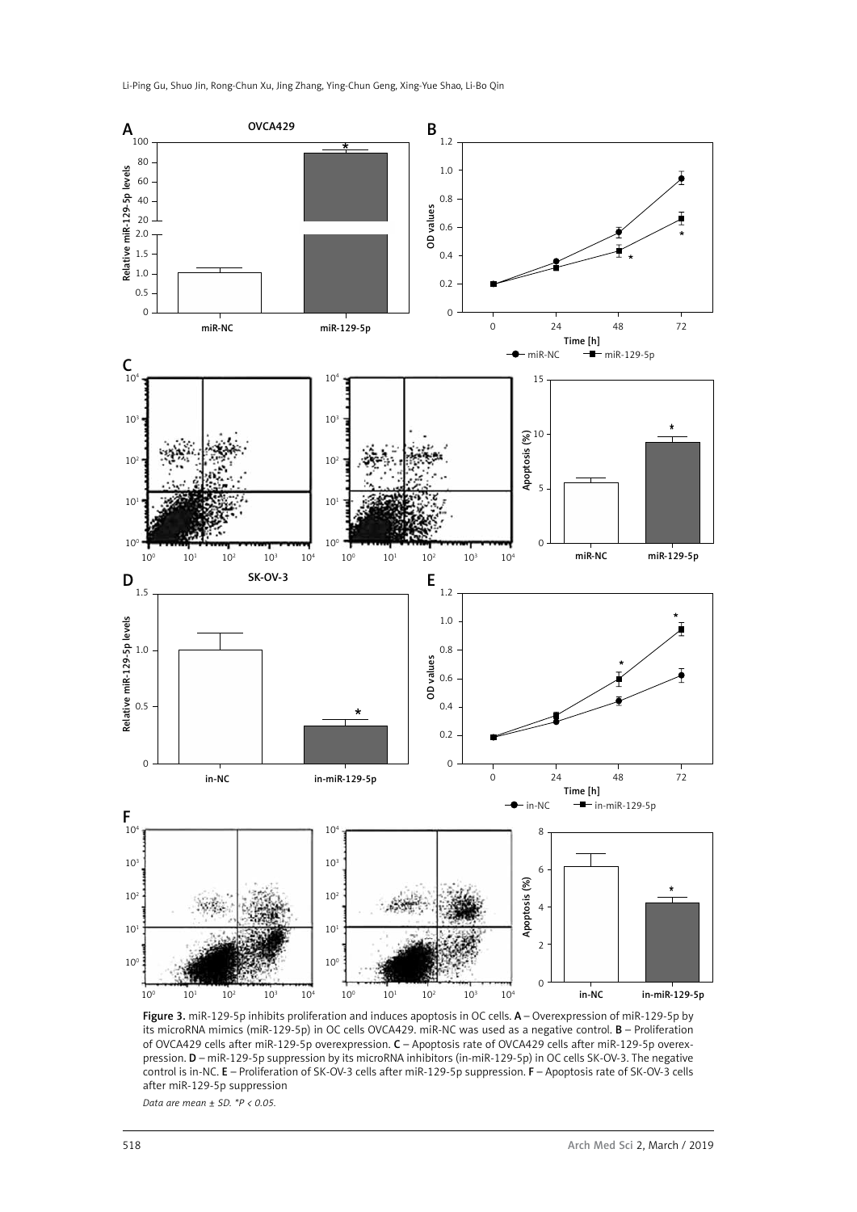A

OVCA429

100
80
60
40
20
2.0
1.5
1.0
0.5
0

Relative miR-129-5p levels

*

miR-NC

miR-129-5p

B

1.2
1.0
0.8
0.6
0.4
0.2
0

OD values

*

*

0
24
48
72

Time [h]

miR-NC
miR-129-5p

C

$10^4$
$10^3$
$10^2$
$10^1$
$10^0$

$10^0$ $10^1$ $10^2$ $10^3$ $10^4$

$10^4$
$10^3$
$10^2$
$10^1$
$10^0$

$10^0$ $10^1$ $10^2$ $10^3$ $10^4$

15
10
5
0

Apoptosis (%)

*

miR-NC

miR-129-5p

D

SK-OV-3

1.5
1.0
0.5
0

Relative miR-129-5p levels

*

in-NC

in-miR-129-5p

E

1.2
1.0
0.8
0.6
0.4
0.2
0

OD values

*

*

0
24
48
72

Time [h]

in-NC
in-miR-129-5p

F

$10^4$
$10^3$
$10^2$
$10^1$
$10^0$

$10^0$ $10^1$ $10^2$ $10^3$ $10^4$

$10^4$
$10^3$
$10^2$
$10^1$
$10^0$

$10^0$ $10^1$ $10^2$ $10^3$ $10^4$

8
6
4
2
0

Apoptosis (%)

*

in-NC

in-miR-129-5p

**Figure 3.** miR-129-5p inhibits proliferation and induces apoptosis in OC cells. **A** – Overexpression of miR-129-5p by its microRNA mimics (miR-129-5p) in OC cells OVCA429. miR-NC was used as a negative control. **B** – Proliferation of OVCA429 cells after miR-129-5p overexpression. **C** – Apoptosis rate of OVCA429 cells after miR-129-5p overexpression. **D** – miR-129-5p suppression by its microRNA inhibitors (in-miR-129-5p) in OC cells SK-OV-3. The negative control is in-NC. **E** – Proliferation of SK-OV-3 cells after miR-129-5p suppression. **F** – Apoptosis rate of SK-OV-3 cells after miR-129-5p suppression

*Data are mean ± SD. *P < 0.05.*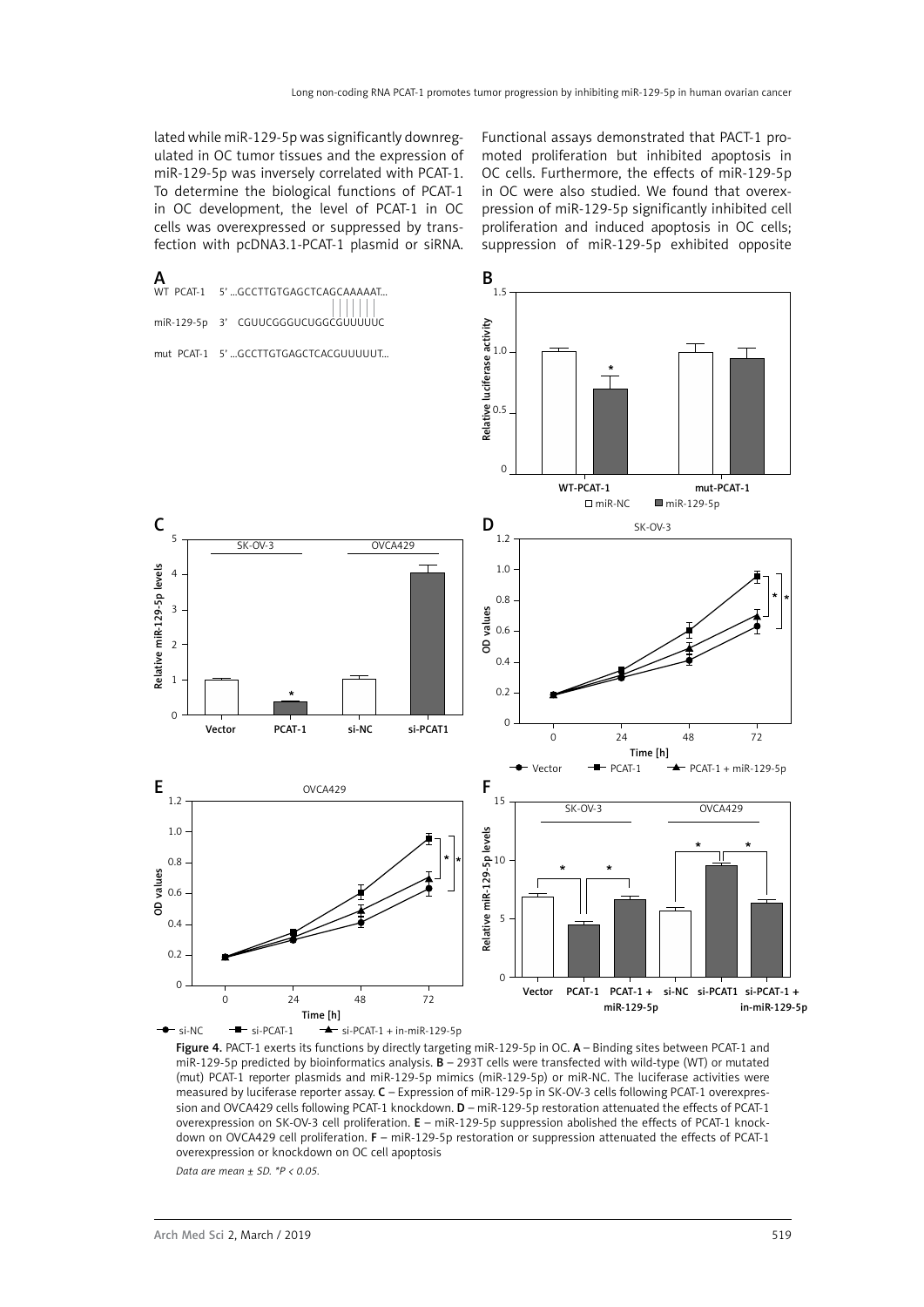lated while miR-129-5p was significantly downregulated in OC tumor tissues and the expression of miR-129-5p was inversely correlated with PCAT-1. To determine the biological functions of PCAT-1 in OC development, the level of PCAT-1 in OC cells was overexpressed or suppressed by transfection with pcDNA3.1-PCAT-1 plasmid or siRNA. Functional assays demonstrated that PACT-1 promoted proliferation but inhibited apoptosis in OC cells. Furthermore, the effects of miR-129-5p in OC were also studied. We found that overexpression of miR-129-5p significantly inhibited cell proliferation and induced apoptosis in OC cells; suppression of miR-129-5p exhibited opposite

A

WT PCAT-1 5' ...GCCTTGTGAGCTCAGCAAAAAT...

miR-129-5p 3' CGUUCGGGUCUGGCGUUUUUC

mut PCAT-1 5' ...GCCTTGTGAGCTCACGUUUUUT...

B

Relative luciferase activity

1.5

1.0

0.5

0

*

WT-PCAT-1

mut-PCAT-1

□ miR-NC ■ miR-129-5p

C

Relative miR-129-5p levels

SK-OV-3

OVCA429

5

4

3

2

1

0

*

Vector

PCAT-1

si-NC

si-PCAT1

D

SK-OV-3

OD values

1.2

1.0

0.8

0.6

0.4

0.2

0

0

24

48

72

Time [h]

*

*

Vector PCAT-1 PCAT-1 + miR-129-5p

E

OVCA429

OD values

1.2

1.0

0.8

0.6

0.4

0.2

0

0

24

48

72

Time [h]

*

*

si-NC si-PCAT-1 si-PCAT-1 + in-miR-129-5p

F

Relative miR-129-5p levels

SK-OV-3

OVCA429

15

10

5

0

*

*

*

*

Vector

PCAT-1

PCAT-1 + miR-129-5p

si-NC

si-PCAT1

si-PCAT-1 + in-miR-129-5p

Figure 4. PACT-1 exerts its functions by directly targeting miR-129-5p in OC. **A** – Binding sites between PCAT-1 and miR-129-5p predicted by bioinformatics analysis. **B** – 293T cells were transfected with wild-type (WT) or mutated (mut) PCAT-1 reporter plasmids and miR-129-5p mimics (miR-129-5p) or miR-NC. The luciferase activities were measured by luciferase reporter assay. **C** – Expression of miR-129-5p in SK-OV-3 cells following PCAT-1 overexpression and OVCA429 cells following PCAT-1 knockdown. **D** – miR-129-5p restoration attenuated the effects of PCAT-1 overexpression on SK-OV-3 cell proliferation. **E** – miR-129-5p suppression abolished the effects of PCAT-1 knockdown on OVCA429 cell proliferation. **F** – miR-129-5p restoration or suppression attenuated the effects of PCAT-1 overexpression or knockdown on OC cell apoptosis

*Data are mean ± SD. *P < 0.05.*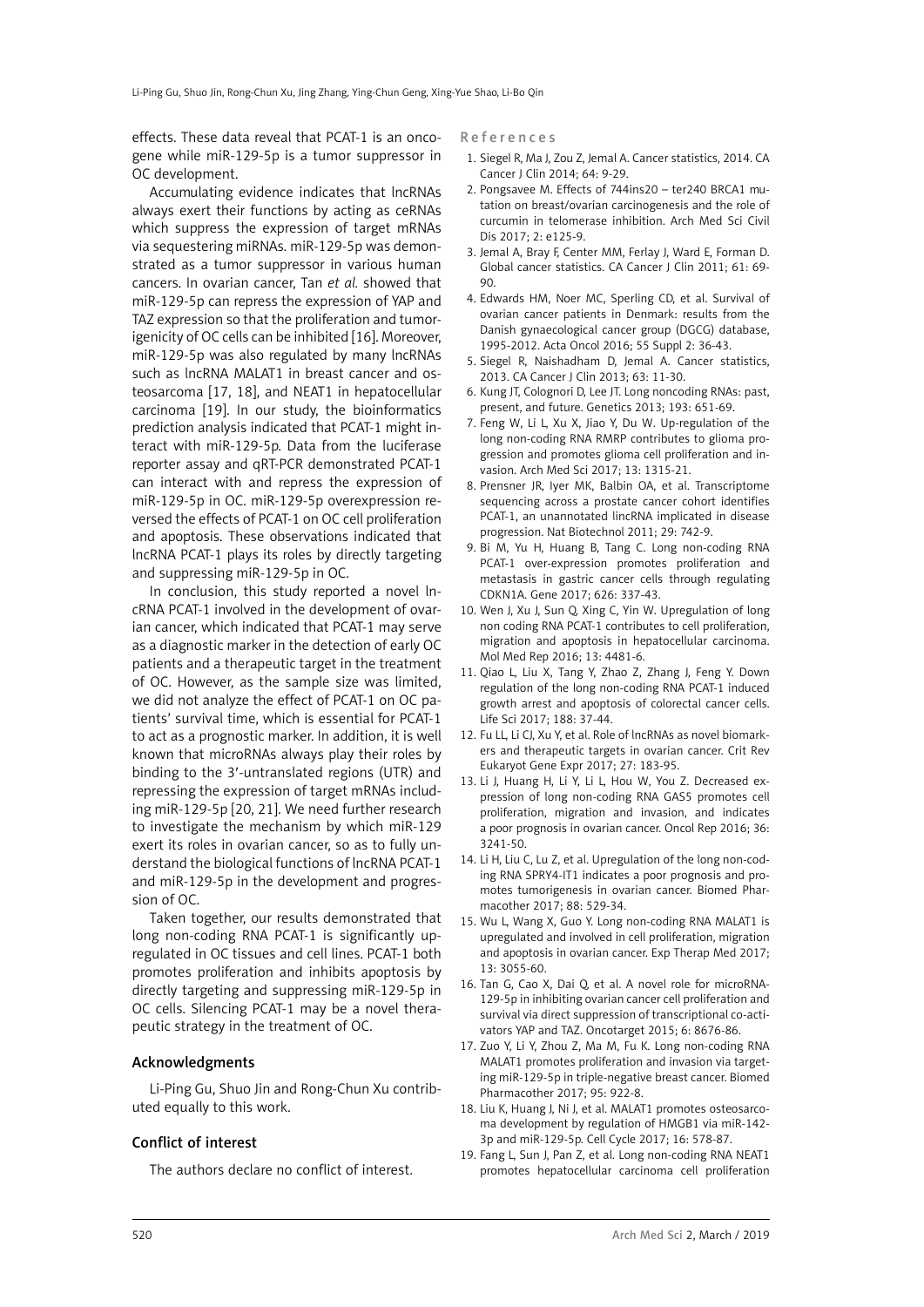effects. These data reveal that PCAT-1 is an oncogene while miR-129-5p is a tumor suppressor in OC development.

Accumulating evidence indicates that lncRNAs always exert their functions by acting as ceRNAs which suppress the expression of target mRNAs via sequestering miRNAs. miR-129-5p was demonstrated as a tumor suppressor in various human cancers. In ovarian cancer, Tan *et al.* showed that miR-129-5p can repress the expression of YAP and TAZ expression so that the proliferation and tumorigenicity of OC cells can be inhibited [16]. Moreover, miR-129-5p was also regulated by many lncRNAs such as lncRNA MALAT1 in breast cancer and osteosarcoma [17, 18], and NEAT1 in hepatocellular carcinoma [19]. In our study, the bioinformatics prediction analysis indicated that PCAT-1 might interact with miR-129-5p. Data from the luciferase reporter assay and qRT-PCR demonstrated PCAT-1 can interact with and repress the expression of miR-129-5p in OC. miR-129-5p overexpression reversed the effects of PCAT-1 on OC cell proliferation and apoptosis. These observations indicated that lncRNA PCAT-1 plays its roles by directly targeting and suppressing miR-129-5p in OC.

In conclusion, this study reported a novel lncRNA PCAT-1 involved in the development of ovarian cancer, which indicated that PCAT-1 may serve as a diagnostic marker in the detection of early OC patients and a therapeutic target in the treatment of OC. However, as the sample size was limited, we did not analyze the effect of PCAT-1 on OC patients' survival time, which is essential for PCAT-1 to act as a prognostic marker. In addition, it is well known that microRNAs always play their roles by binding to the 3'-untranslated regions (UTR) and repressing the expression of target mRNAs including miR-129-5p [20, 21]. We need further research to investigate the mechanism by which miR-129 exert its roles in ovarian cancer, so as to fully understand the biological functions of lncRNA PCAT-1 and miR-129-5p in the development and progression of OC.

Taken together, our results demonstrated that long non-coding RNA PCAT-1 is significantly upregulated in OC tissues and cell lines. PCAT-1 both promotes proliferation and inhibits apoptosis by directly targeting and suppressing miR-129-5p in OC cells. Silencing PCAT-1 may be a novel therapeutic strategy in the treatment of OC.

## Acknowledgments

Li-Ping Gu, Shuo Jin and Rong-Chun Xu contributed equally to this work.

## Conflict of interest

The authors declare no conflict of interest.

## References

1. Siegel R, Ma J, Zou Z, Jemal A. Cancer statistics, 2014. CA Cancer J Clin 2014; 64: 9-29.
2. Pongsavee M. Effects of 744ins20 – ter240 BRCA1 mutation on breast/ovarian carcinogenesis and the role of curcumin in telomerase inhibition. Arch Med Sci Civil Dis 2017; 2: e125-9.
3. Jemal A, Bray F, Center MM, Ferlay J, Ward E, Forman D. Global cancer statistics. CA Cancer J Clin 2011; 61: 69-90.
4. Edwards HM, Noer MC, Sperling CD, et al. Survival of ovarian cancer patients in Denmark: results from the Danish gynaecological cancer group (DGCG) database, 1995-2012. Acta Oncol 2016; 55 Suppl 2: 36-43.
5. Siegel R, Naishadham D, Jemal A. Cancer statistics, 2013. CA Cancer J Clin 2013; 63: 11-30.
6. Kung JT, Colognori D, Lee JT. Long noncoding RNAs: past, present, and future. Genetics 2013; 193: 651-69.
7. Feng W, Li L, Xu X, Jiao Y, Du W. Up-regulation of the long non-coding RNA RMRP contributes to glioma progression and promotes glioma cell proliferation and invasion. Arch Med Sci 2017; 13: 1315-21.
8. Prensner JR, Iyer MK, Balbin OA, et al. Transcriptome sequencing across a prostate cancer cohort identifies PCAT-1, an unannotated lincRNA implicated in disease progression. Nat Biotechnol 2011; 29: 742-9.
9. Bi M, Yu H, Huang B, Tang C. Long non-coding RNA PCAT-1 over-expression promotes proliferation and metastasis in gastric cancer cells through regulating CDKN1A. Gene 2017; 626: 337-43.
10. Wen J, Xu J, Sun Q, Xing C, Yin W. Upregulation of long non coding RNA PCAT-1 contributes to cell proliferation, migration and apoptosis in hepatocellular carcinoma. Mol Med Rep 2016; 13: 4481-6.
11. Qiao L, Liu X, Tang Y, Zhao Z, Zhang J, Feng Y. Down regulation of the long non-coding RNA PCAT-1 induced growth arrest and apoptosis of colorectal cancer cells. Life Sci 2017; 188: 37-44.
12. Fu LL, Li CJ, Xu Y, et al. Role of lncRNAs as novel biomarkers and therapeutic targets in ovarian cancer. Crit Rev Eukaryot Gene Expr 2017; 27: 183-95.
13. Li J, Huang H, Li Y, Li L, Hou W, You Z. Decreased expression of long non-coding RNA GAS5 promotes cell proliferation, migration and invasion, and indicates a poor prognosis in ovarian cancer. Oncol Rep 2016; 36: 3241-50.
14. Li H, Liu C, Lu Z, et al. Upregulation of the long non-coding RNA SPRY4-IT1 indicates a poor prognosis and promotes tumorigenesis in ovarian cancer. Biomed Pharmacother 2017; 88: 529-34.
15. Wu L, Wang X, Guo Y. Long non-coding RNA MALAT1 is upregulated and involved in cell proliferation, migration and apoptosis in ovarian cancer. Exp Therap Med 2017; 13: 3055-60.
16. Tan G, Cao X, Dai Q, et al. A novel role for microRNA-129-5p in inhibiting ovarian cancer cell proliferation and survival via direct suppression of transcriptional co-activators YAP and TAZ. Oncotarget 2015; 6: 8676-86.
17. Zuo Y, Li Y, Zhou Z, Ma M, Fu K. Long non-coding RNA MALAT1 promotes proliferation and invasion via targeting miR-129-5p in triple-negative breast cancer. Biomed Pharmacother 2017; 95: 922-8.
18. Liu K, Huang J, Ni J, et al. MALAT1 promotes osteosarcoma development by regulation of HMGB1 via miR-142-3p and miR-129-5p. Cell Cycle 2017; 16: 578-87.
19. Fang L, Sun J, Pan Z, et al. Long non-coding RNA NEAT1 promotes hepatocellular carcinoma cell proliferation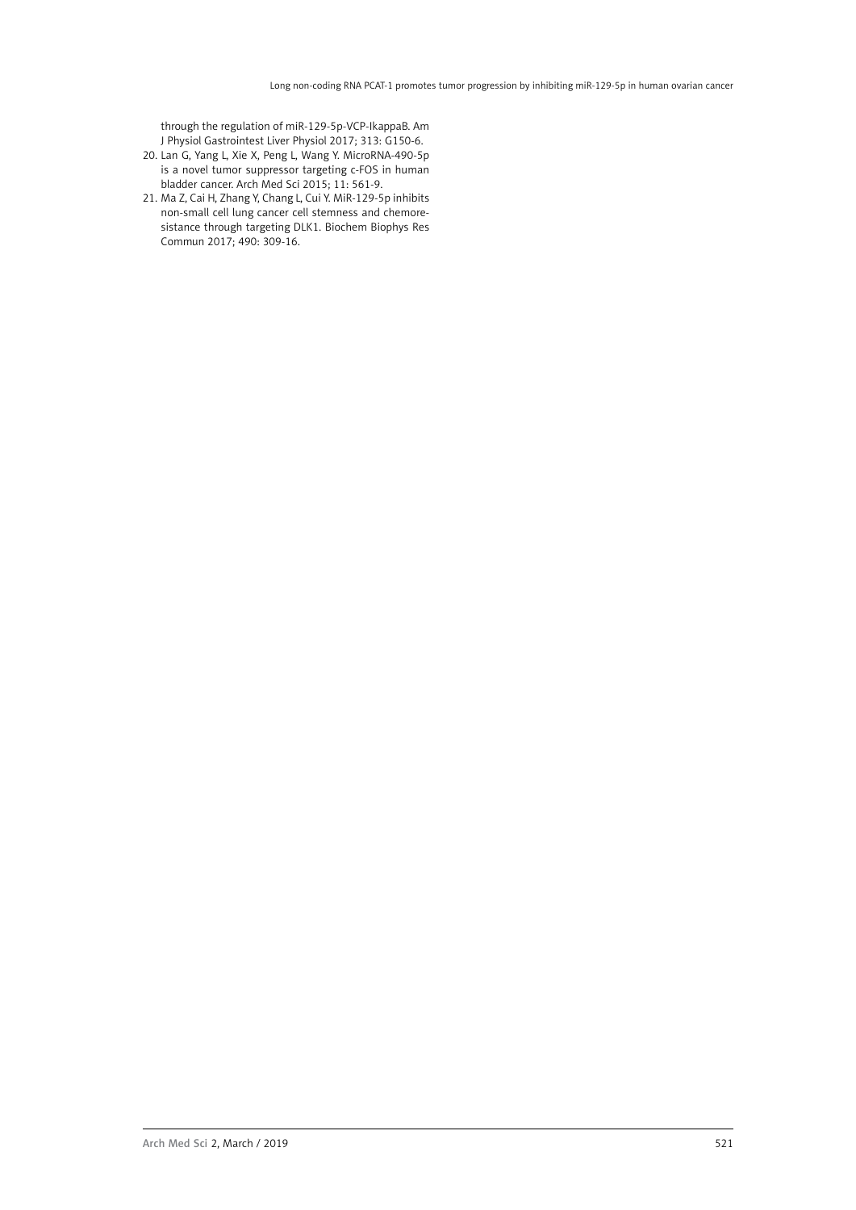through the regulation of miR-129-5p-VCP-IkappaB. Am J Physiol Gastrointest Liver Physiol 2017; 313: G150-6.

20. Lan G, Yang L, Xie X, Peng L, Wang Y. MicroRNA-490-5p is a novel tumor suppressor targeting c-FOS in human bladder cancer. Arch Med Sci 2015; 11: 561-9.
21. Ma Z, Cai H, Zhang Y, Chang L, Cui Y. MiR-129-5p inhibits non-small cell lung cancer cell stemness and chemoresistance through targeting DLK1. Biochem Biophys Res Commun 2017; 490: 309-16.